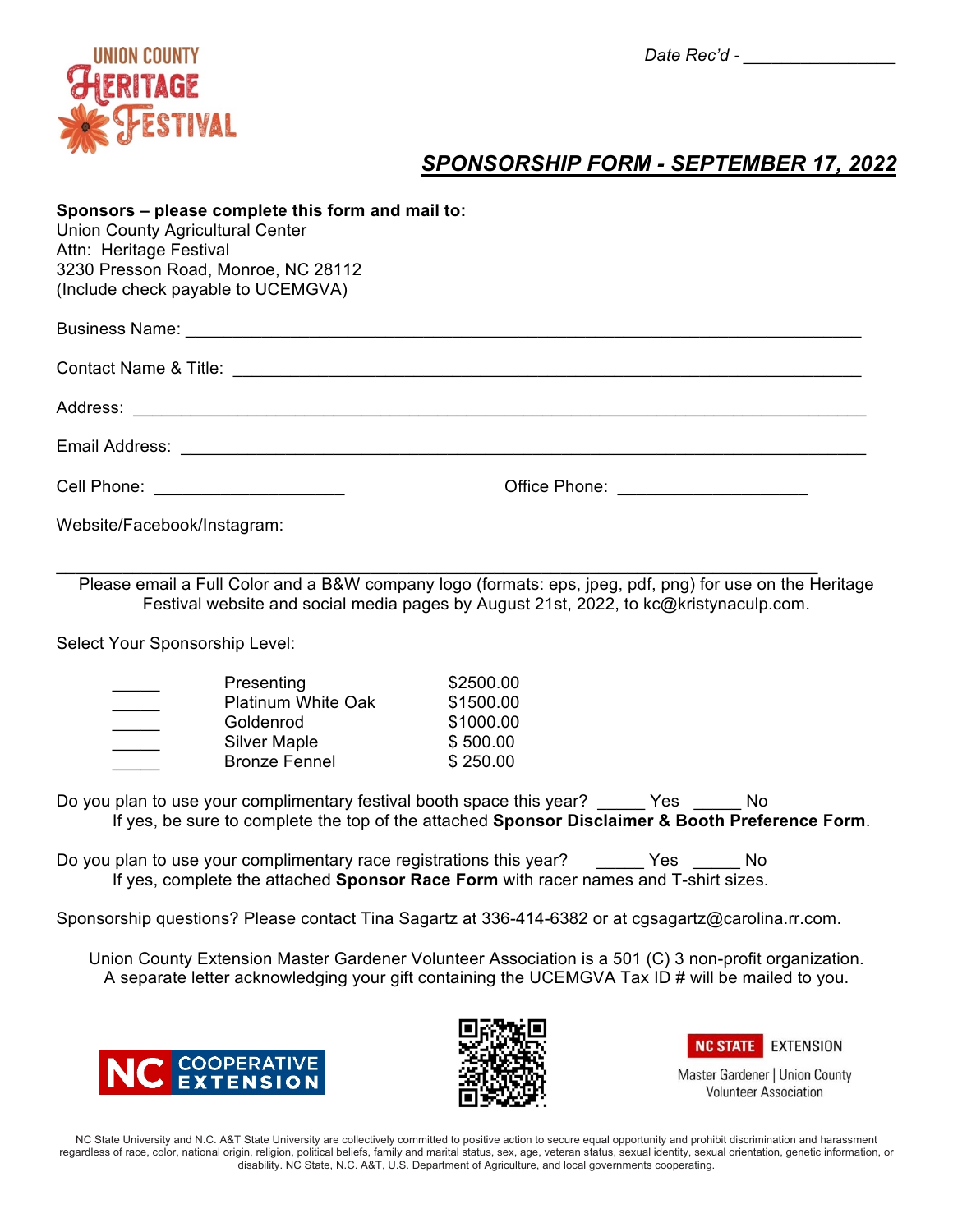Union County Heritage Festival

*Date Rec'd - ________________*

## *SPONSORSHIP FORM - SEPTEMBER 17, 2022*

**Sponsors – please complete this form and mail to:**
Union County Agricultural Center
Attn: Heritage Festival
3230 Presson Road, Monroe, NC 28112
(Include check payable to UCEMGVA)

Business Name: ___________________________________________________________________

Contact Name & Title: ______________________________________________________________

Address: _________________________________________________________________________

Email Address: ____________________________________________________________________

Cell Phone: ____________________ Office Phone: ____________________

Website/Facebook/Instagram:

_________________________________________________________________________________

Please email a Full Color and a B&W company logo (formats: eps, jpeg, pdf, png) for use on the Heritage Festival website and social media pages by August 21st, 2022, to kc@kristynaculp.com.

Select Your Sponsorship Level:

| | | |
|---|---|---|
| _____ | Presenting | $2500.00 |
| _____ | Platinum White Oak | $1500.00 |
| _____ | Goldenrod | $1000.00 |
| _____ | Silver Maple | $ 500.00 |
| _____ | Bronze Fennel | $ 250.00 |

Do you plan to use your complimentary festival booth space this year? _____ Yes _____ No
If yes, be sure to complete the top of the attached **Sponsor Disclaimer & Booth Preference Form**.

Do you plan to use your complimentary race registrations this year? _____ Yes _____ No
If yes, complete the attached **Sponsor Race Form** with racer names and T-shirt sizes.

Sponsorship questions? Please contact Tina Sagartz at 336-414-6382 or at cgsagartz@carolina.rr.com.

Union County Extension Master Gardener Volunteer Association is a 501 (C) 3 non-profit organization.
A separate letter acknowledging your gift containing the UCEMGVA Tax ID # will be mailed to you.

NC Cooperative Extension

NC State Extension — Master Gardener | Union County Volunteer Association

NC State University and N.C. A&T State University are collectively committed to positive action to secure equal opportunity and prohibit discrimination and harassment regardless of race, color, national origin, religion, political beliefs, family and marital status, sex, age, veteran status, sexual identity, sexual orientation, genetic information, or disability. NC State, N.C. A&T, U.S. Department of Agriculture, and local governments cooperating.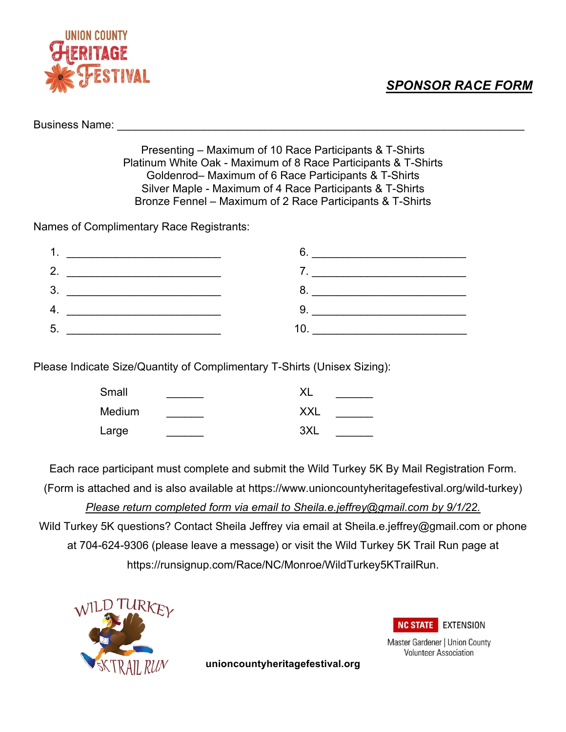UNION COUNTY HERITAGE FESTIVAL

# SPONSOR RACE FORM

Business Name: ___________________________________________________________________

Presenting – Maximum of 10 Race Participants & T-Shirts
Platinum White Oak - Maximum of 8 Race Participants & T-Shirts
Goldenrod– Maximum of 6 Race Participants & T-Shirts
Silver Maple - Maximum of 4 Race Participants & T-Shirts
Bronze Fennel – Maximum of 2 Race Participants & T-Shirts

Names of Complimentary Race Registrants:

1. __________________________
2. __________________________
3. __________________________
4. __________________________
5. __________________________
6. __________________________
7. __________________________
8. __________________________
9. __________________________
10. __________________________

Please Indicate Size/Quantity of Complimentary T-Shirts (Unisex Sizing):

| | | | |
|---|---|---|---|
| Small | ______ | XL | ______ |
| Medium | ______ | XXL | ______ |
| Large | ______ | 3XL | ______ |

Each race participant must complete and submit the Wild Turkey 5K By Mail Registration Form. (Form is attached and is also available at https://www.unioncountyheritagefestival.org/wild-turkey)

*Please return completed form via email to Sheila.e.jeffrey@gmail.com by 9/1/22.*

Wild Turkey 5K questions? Contact Sheila Jeffrey via email at Sheila.e.jeffrey@gmail.com or phone at 704-624-9306 (please leave a message) or visit the Wild Turkey 5K Trail Run page at https://runsignup.com/Race/NC/Monroe/WildTurkey5KTrailRun.

WILD TURKEY 5K TRAIL RUN

**unioncountyheritagefestival.org**

NC STATE EXTENSION
Master Gardener | Union County Volunteer Association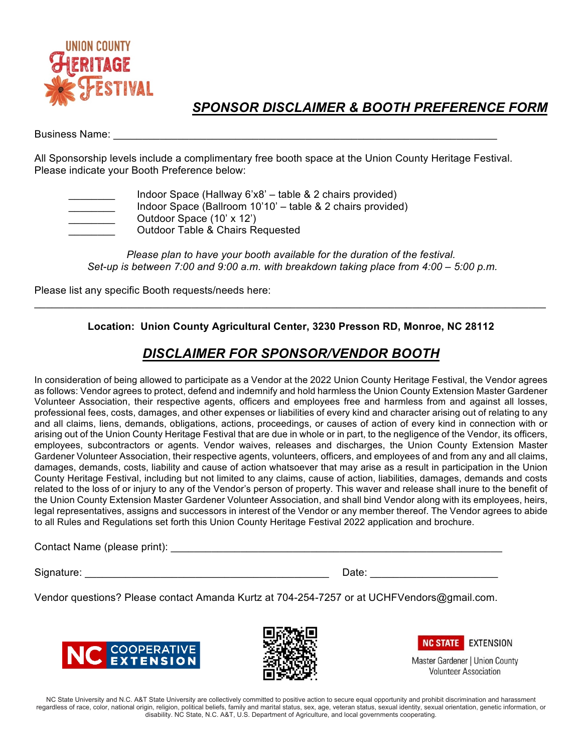UNION COUNTY HERITAGE FESTIVAL

## *SPONSOR DISCLAIMER & BOOTH PREFERENCE FORM*

Business Name: ______________________________________________________________________

All Sponsorship levels include a complimentary free booth space at the Union County Heritage Festival. Please indicate your Booth Preference below:

________ Indoor Space (Hallway 6'x8' – table & 2 chairs provided)
________ Indoor Space (Ballroom 10'10' – table & 2 chairs provided)
________ Outdoor Space (10' x 12')
________ Outdoor Table & Chairs Requested

*Please plan to have your booth available for the duration of the festival.*
*Set-up is between 7:00 and 9:00 a.m. with breakdown taking place from 4:00 – 5:00 p.m.*

Please list any specific Booth requests/needs here:
_____________________________________________________________________________________

**Location: Union County Agricultural Center, 3230 Presson RD, Monroe, NC 28112**

## *DISCLAIMER FOR SPONSOR/VENDOR BOOTH*

In consideration of being allowed to participate as a Vendor at the 2022 Union County Heritage Festival, the Vendor agrees as follows: Vendor agrees to protect, defend and indemnify and hold harmless the Union County Extension Master Gardener Volunteer Association, their respective agents, officers and employees free and harmless from and against all losses, professional fees, costs, damages, and other expenses or liabilities of every kind and character arising out of relating to any and all claims, liens, demands, obligations, actions, proceedings, or causes of action of every kind in connection with or arising out of the Union County Heritage Festival that are due in whole or in part, to the negligence of the Vendor, its officers, employees, subcontractors or agents. Vendor waives, releases and discharges, the Union County Extension Master Gardener Volunteer Association, their respective agents, volunteers, officers, and employees of and from any and all claims, damages, demands, costs, liability and cause of action whatsoever that may arise as a result in participation in the Union County Heritage Festival, including but not limited to any claims, cause of action, liabilities, damages, demands and costs related to the loss of or injury to any of the Vendor's person of property. This waver and release shall inure to the benefit of the Union County Extension Master Gardener Volunteer Association, and shall bind Vendor along with its employees, heirs, legal representatives, assigns and successors in interest of the Vendor or any member thereof. The Vendor agrees to abide to all Rules and Regulations set forth this Union County Heritage Festival 2022 application and brochure.

Contact Name (please print): ____________________________________________________________

Signature: ___________________________________________ Date: ______________________

Vendor questions? Please contact Amanda Kurtz at 704-254-7257 or at UCHFVendors@gmail.com.

NC COOPERATIVE EXTENSION

NC STATE EXTENSION
Master Gardener | Union County Volunteer Association

NC State University and N.C. A&T State University are collectively committed to positive action to secure equal opportunity and prohibit discrimination and harassment regardless of race, color, national origin, religion, political beliefs, family and marital status, sex, age, veteran status, sexual identity, sexual orientation, genetic information, or disability. NC State, N.C. A&T, U.S. Department of Agriculture, and local governments cooperating.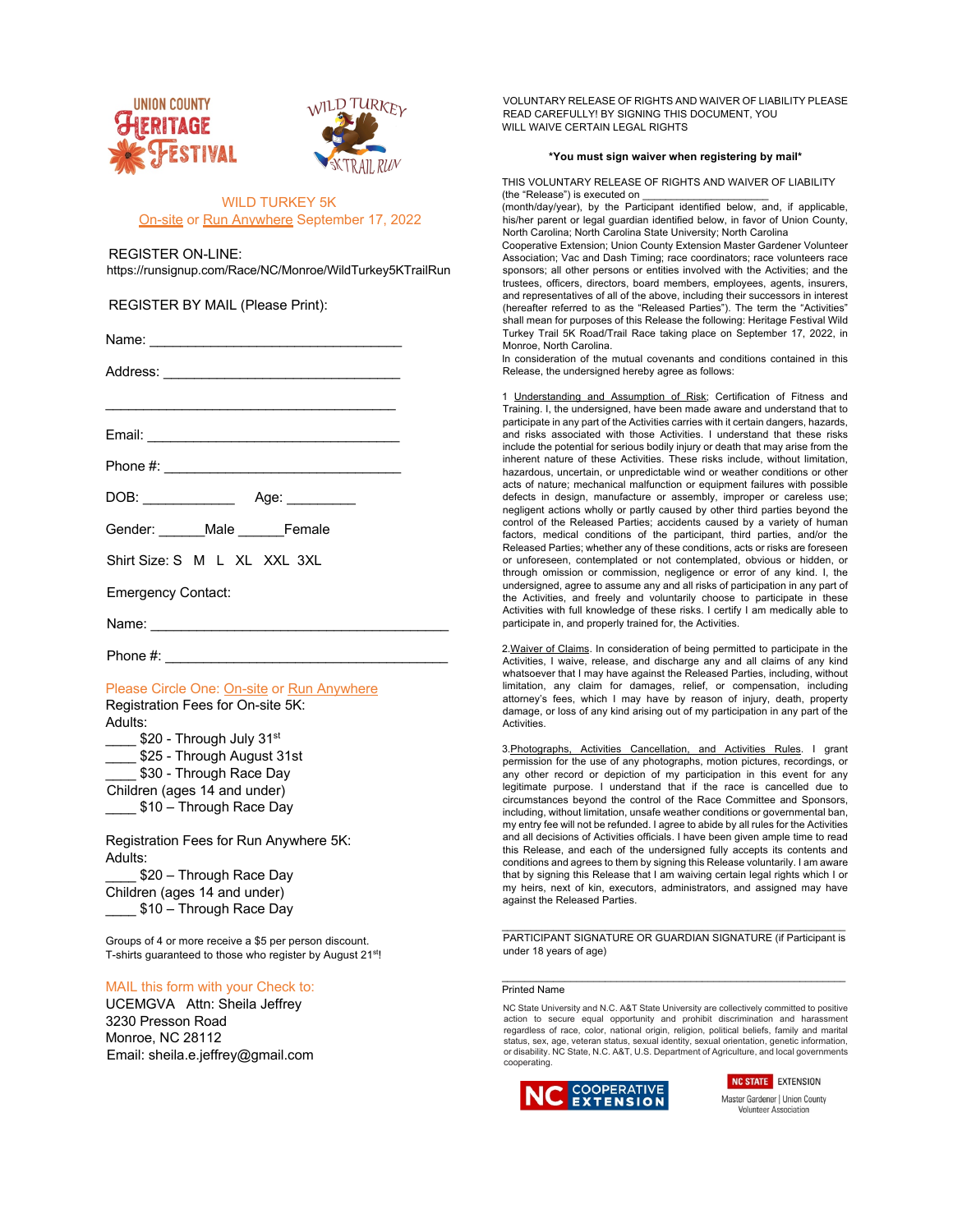UNION COUNTY HERITAGE FESTIVAL

WILD TURKEY 5K TRAIL RUN

# WILD TURKEY 5K

On-site or Run Anywhere September 17, 2022

REGISTER ON-LINE:
https://runsignup.com/Race/NC/Monroe/WildTurkey5KTrailRun

REGISTER BY MAIL (Please Print):

Name: ___________________________________

Address: _________________________________

_________________________________________

Email: ___________________________________

Phone #: _________________________________

DOB: ____________ Age: _________

Gender: ______Male ______Female

Shirt Size: S M L XL XXL 3XL

Emergency Contact:

Name: ________________________________________

Phone #: ______________________________________

Please Circle One: On-site or Run Anywhere

Registration Fees for On-site 5K:

Adults:

____ $20 - Through July 31st

____ $25 - Through August 31st

____ $30 - Through Race Day

Children (ages 14 and under)

____ $10 – Through Race Day

Registration Fees for Run Anywhere 5K:

Adults:

____ $20 – Through Race Day

Children (ages 14 and under)

____ $10 – Through Race Day

Groups of 4 or more receive a $5 per person discount.
T-shirts guaranteed to those who register by August 21st!

MAIL this form with your Check to:

UCEMGVA Attn: Sheila Jeffrey
3230 Presson Road
Monroe, NC 28112
Email: sheila.e.jeffrey@gmail.com

VOLUNTARY RELEASE OF RIGHTS AND WAIVER OF LIABILITY PLEASE READ CAREFULLY! BY SIGNING THIS DOCUMENT, YOU WILL WAIVE CERTAIN LEGAL RIGHTS

**\*You must sign waiver when registering by mail\***

THIS VOLUNTARY RELEASE OF RIGHTS AND WAIVER OF LIABILITY (the "Release") is executed on ____________________ (month/day/year), by the Participant identified below, and, if applicable, his/her parent or legal guardian identified below, in favor of Union County, North Carolina; North Carolina State University; North Carolina Cooperative Extension; Union County Extension Master Gardener Volunteer Association; Vac and Dash Timing; race coordinators; race volunteers race sponsors; all other persons or entities involved with the Activities; and the trustees, officers, directors, board members, employees, agents, insurers, and representatives of all of the above, including their successors in interest (hereafter referred to as the "Released Parties"). The term the "Activities" shall mean for purposes of this Release the following: Heritage Festival Wild Turkey Trail 5K Road/Trail Race taking place on September 17, 2022, in Monroe, North Carolina.
In consideration of the mutual covenants and conditions contained in this Release, the undersigned hereby agree as follows:

1 Understanding and Assumption of Risk; Certification of Fitness and Training. I, the undersigned, have been made aware and understand that to participate in any part of the Activities carries with it certain dangers, hazards, and risks associated with those Activities. I understand that these risks include the potential for serious bodily injury or death that may arise from the inherent nature of these Activities. These risks include, without limitation, hazardous, uncertain, or unpredictable wind or weather conditions or other acts of nature; mechanical malfunction or equipment failures with possible defects in design, manufacture or assembly, improper or careless use; negligent actions wholly or partly caused by other third parties beyond the control of the Released Parties; accidents caused by a variety of human factors, medical conditions of the participant, third parties, and/or the Released Parties; whether any of these conditions, acts or risks are foreseen or unforeseen, contemplated or not contemplated, obvious or hidden, or through omission or commission, negligence or error of any kind. I, the undersigned, agree to assume any and all risks of participation in any part of the Activities, and freely and voluntarily choose to participate in these Activities with full knowledge of these risks. I certify I am medically able to participate in, and properly trained for, the Activities.

2.Waiver of Claims. In consideration of being permitted to participate in the Activities, I waive, release, and discharge any and all claims of any kind whatsoever that I may have against the Released Parties, including, without limitation, any claim for damages, relief, or compensation, including attorney's fees, which I may have by reason of injury, death, property damage, or loss of any kind arising out of my participation in any part of the Activities.

3.Photographs, Activities Cancellation, and Activities Rules. I grant permission for the use of any photographs, motion pictures, recordings, or any other record or depiction of my participation in this event for any legitimate purpose. I understand that if the race is cancelled due to circumstances beyond the control of the Race Committee and Sponsors, including, without limitation, unsafe weather conditions or governmental ban, my entry fee will not be refunded. I agree to abide by all rules for the Activities and all decisions of Activities officials. I have been given ample time to read this Release, and each of the undersigned fully accepts its contents and conditions and agrees to them by signing this Release voluntarily. I am aware that by signing this Release that I am waiving certain legal rights which I or my heirs, next of kin, executors, administrators, and assigned may have against the Released Parties.

_________________________________________________________
PARTICIPANT SIGNATURE OR GUARDIAN SIGNATURE (if Participant is under 18 years of age)

_________________________________________________________
Printed Name

NC State University and N.C. A&T State University are collectively committed to positive action to secure equal opportunity and prohibit discrimination and harassment regardless of race, color, national origin, religion, political beliefs, family and marital status, sex, age, veteran status, sexual identity, sexual orientation, genetic information, or disability. NC State, N.C. A&T, U.S. Department of Agriculture, and local governments cooperating.

NC COOPERATIVE EXTENSION

NC STATE EXTENSION
Master Gardener | Union County Volunteer Association